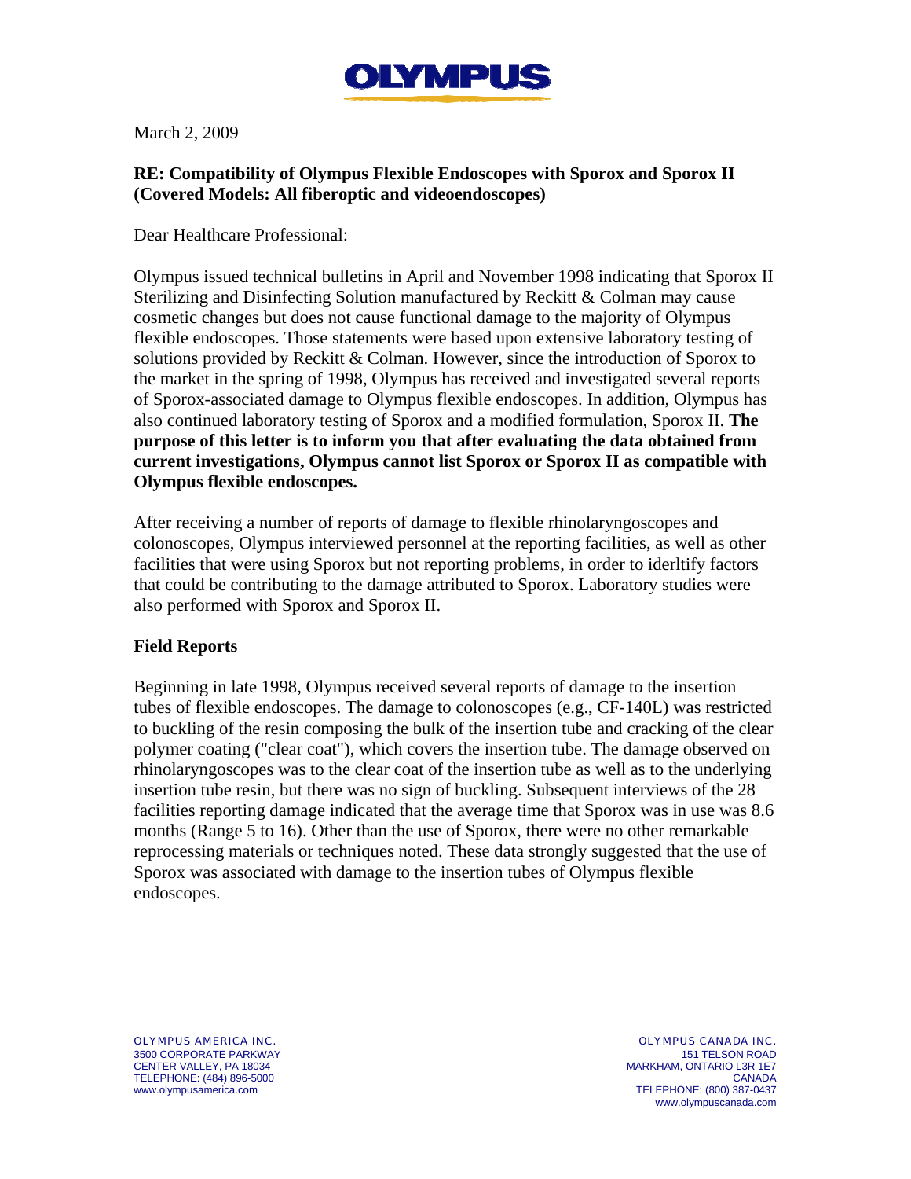**OLYMPUS**

March 2, 2009

**RE: Compatibility of Olympus Flexible Endoscopes with Sporox and Sporox II (Covered Models: All fiberoptic and videoendoscopes)**

Dear Healthcare Professional:

Olympus issued technical bulletins in April and November 1998 indicating that Sporox II Sterilizing and Disinfecting Solution manufactured by Reckitt & Colman may cause cosmetic changes but does not cause functional damage to the majority of Olympus flexible endoscopes. Those statements were based upon extensive laboratory testing of solutions provided by Reckitt & Colman. However, since the introduction of Sporox to the market in the spring of 1998, Olympus has received and investigated several reports of Sporox-associated damage to Olympus flexible endoscopes. In addition, Olympus has also continued laboratory testing of Sporox and a modified formulation, Sporox II. **The purpose of this letter is to inform you that after evaluating the data obtained from current investigations, Olympus cannot list Sporox or Sporox II as compatible with Olympus flexible endoscopes.**

After receiving a number of reports of damage to flexible rhinolaryngoscopes and colonoscopes, Olympus interviewed personnel at the reporting facilities, as well as other facilities that were using Sporox but not reporting problems, in order to iderltify factors that could be contributing to the damage attributed to Sporox. Laboratory studies were also performed with Sporox and Sporox II.

## Field Reports

Beginning in late 1998, Olympus received several reports of damage to the insertion tubes of flexible endoscopes. The damage to colonoscopes (e.g., CF-140L) was restricted to buckling of the resin composing the bulk of the insertion tube and cracking of the clear polymer coating ("clear coat"), which covers the insertion tube. The damage observed on rhinolaryngoscopes was to the clear coat of the insertion tube as well as to the underlying insertion tube resin, but there was no sign of buckling. Subsequent interviews of the 28 facilities reporting damage indicated that the average time that Sporox was in use was 8.6 months (Range 5 to 16). Other than the use of Sporox, there were no other remarkable reprocessing materials or techniques noted. These data strongly suggested that the use of Sporox was associated with damage to the insertion tubes of Olympus flexible endoscopes.

OLYMPUS AMERICA INC.
3500 CORPORATE PARKWAY
CENTER VALLEY, PA 18034
TELEPHONE: (484) 896-5000
www.olympusamerica.com

OLYMPUS CANADA INC.
151 TELSON ROAD
MARKHAM, ONTARIO L3R 1E7
CANADA
TELEPHONE: (800) 387-0437
www.olympuscanada.com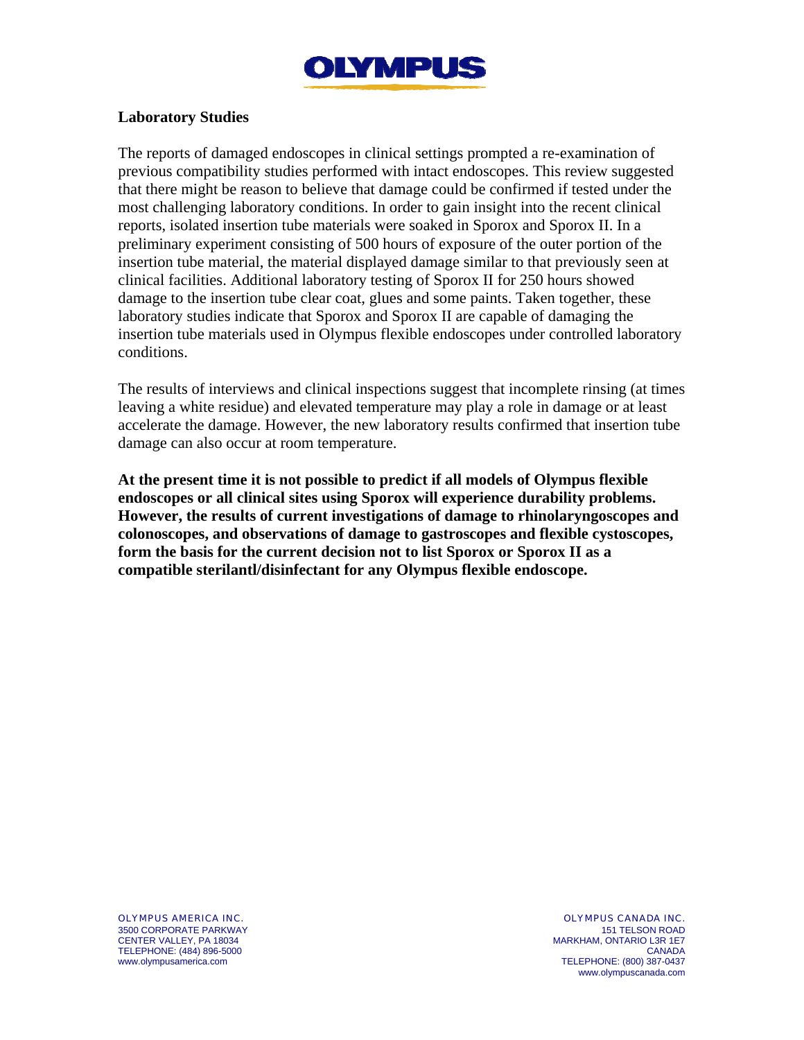## Laboratory Studies

The reports of damaged endoscopes in clinical settings prompted a re-examination of previous compatibility studies performed with intact endoscopes. This review suggested that there might be reason to believe that damage could be confirmed if tested under the most challenging laboratory conditions. In order to gain insight into the recent clinical reports, isolated insertion tube materials were soaked in Sporox and Sporox II. In a preliminary experiment consisting of 500 hours of exposure of the outer portion of the insertion tube material, the material displayed damage similar to that previously seen at clinical facilities. Additional laboratory testing of Sporox II for 250 hours showed damage to the insertion tube clear coat, glues and some paints. Taken together, these laboratory studies indicate that Sporox and Sporox II are capable of damaging the insertion tube materials used in Olympus flexible endoscopes under controlled laboratory conditions.

The results of interviews and clinical inspections suggest that incomplete rinsing (at times leaving a white residue) and elevated temperature may play a role in damage or at least accelerate the damage. However, the new laboratory results confirmed that insertion tube damage can also occur at room temperature.

**At the present time it is not possible to predict if all models of Olympus flexible endoscopes or all clinical sites using Sporox will experience durability problems. However, the results of current investigations of damage to rhinolaryngoscopes and colonoscopes, and observations of damage to gastroscopes and flexible cystoscopes, form the basis for the current decision not to list Sporox or Sporox II as a compatible sterilantl/disinfectant for any Olympus flexible endoscope.**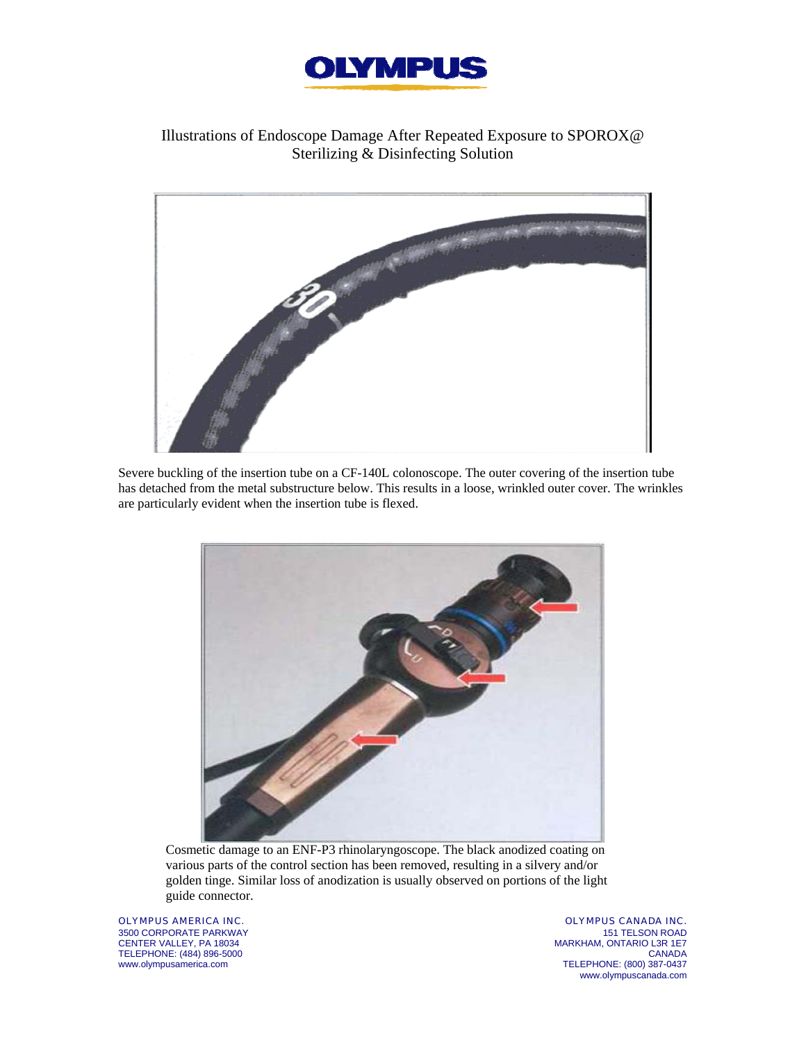# OLYMPUS

Illustrations of Endoscope Damage After Repeated Exposure to SPOROX@ Sterilizing & Disinfecting Solution

Severe buckling of the insertion tube on a CF-140L colonoscope. The outer covering of the insertion tube has detached from the metal substructure below. This results in a loose, wrinkled outer cover. The wrinkles are particularly evident when the insertion tube is flexed.

Cosmetic damage to an ENF-P3 rhinolaryngoscope. The black anodized coating on various parts of the control section has been removed, resulting in a silvery and/or golden tinge. Similar loss of anodization is usually observed on portions of the light guide connector.

OLYMPUS AMERICA INC.
3500 CORPORATE PARKWAY
CENTER VALLEY, PA 18034
TELEPHONE: (484) 896-5000
www.olympusamerica.com

OLYMPUS CANADA INC.
151 TELSON ROAD
MARKHAM, ONTARIO L3R 1E7
CANADA
TELEPHONE: (800) 387-0437
www.olympuscanada.com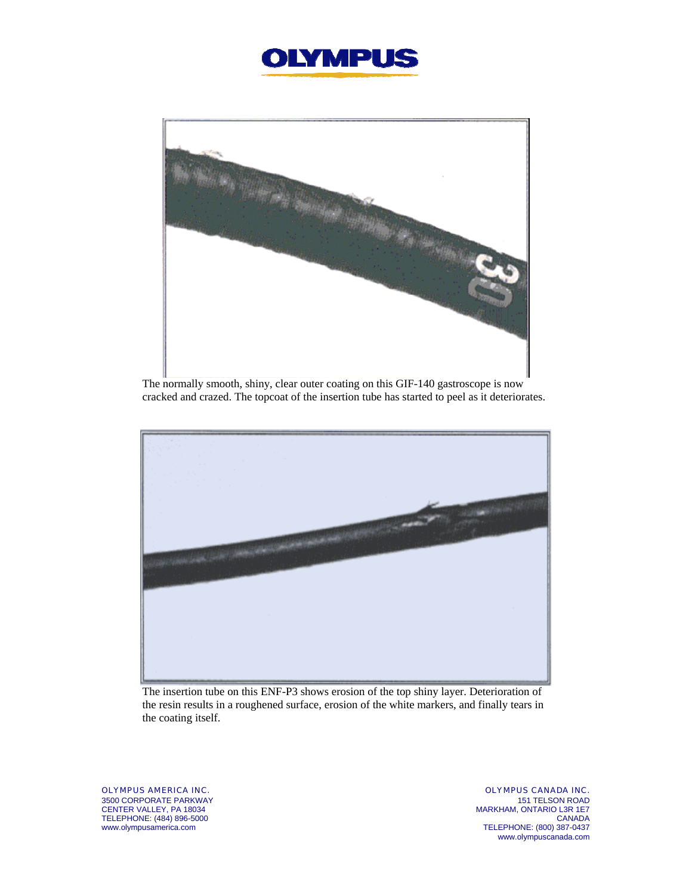The normally smooth, shiny, clear outer coating on this GIF-140 gastroscope is now cracked and crazed. The topcoat of the insertion tube has started to peel as it deteriorates.

The insertion tube on this ENF-P3 shows erosion of the top shiny layer. Deterioration of the resin results in a roughened surface, erosion of the white markers, and finally tears in the coating itself.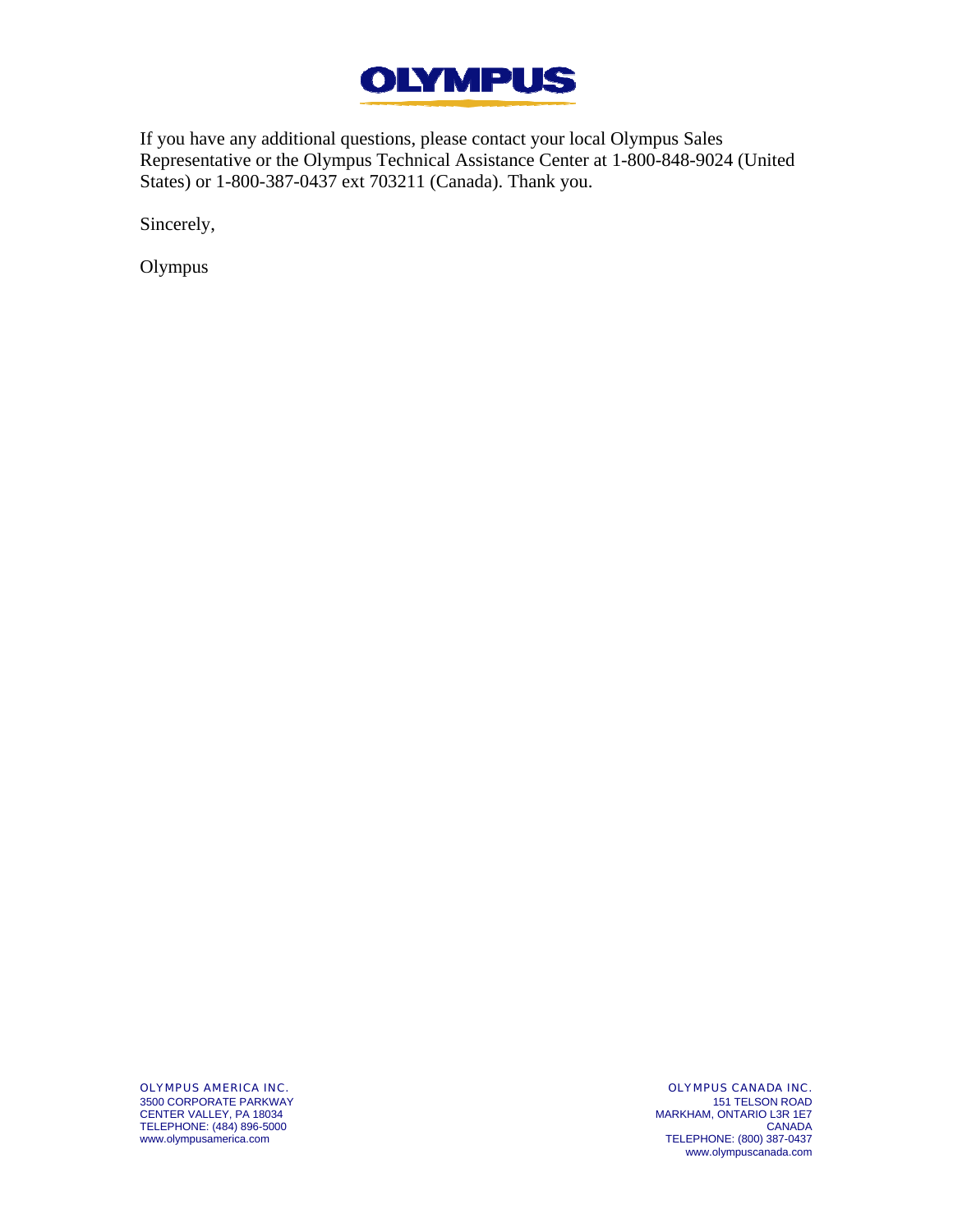OLYMPUS

If you have any additional questions, please contact your local Olympus Sales Representative or the Olympus Technical Assistance Center at 1-800-848-9024 (United States) or 1-800-387-0437 ext 703211 (Canada). Thank you.

Sincerely,

Olympus

OLYMPUS AMERICA INC.
3500 CORPORATE PARKWAY
CENTER VALLEY, PA 18034
TELEPHONE: (484) 896-5000
www.olympusamerica.com

OLYMPUS CANADA INC.
151 TELSON ROAD
MARKHAM, ONTARIO L3R 1E7
CANADA
TELEPHONE: (800) 387-0437
www.olympuscanada.com